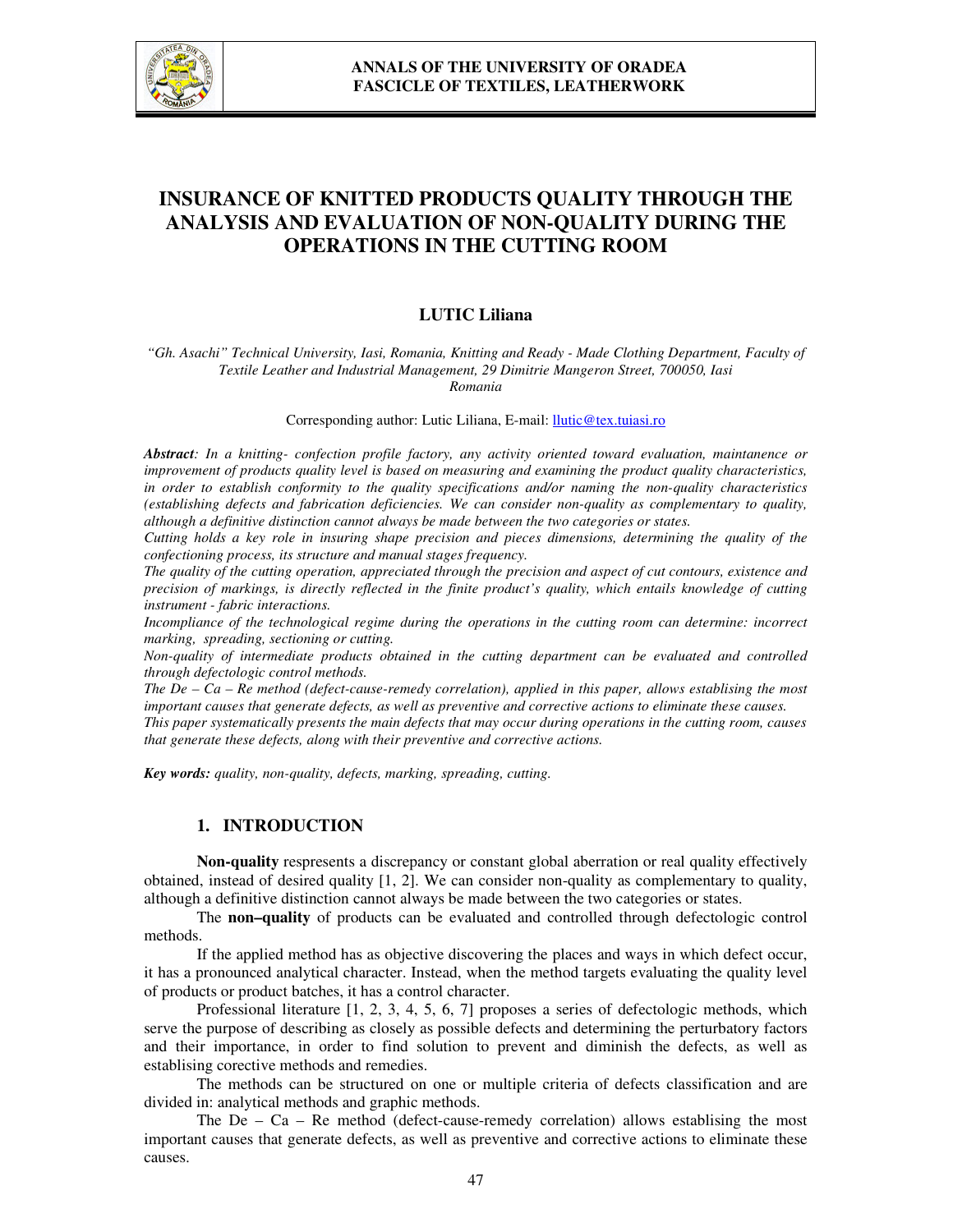# INSURANCE OF KNITTED PRODUCTS QUALITY THROUGH THE ANALYSIS AND EVALUATION OF NON-QUALITY DURING THE OPERATIONS IN THE CUTTING ROOM

**LUTIC Liliana**

*"Gh. Asachi" Technical University, Iasi, Romania, Knitting and Ready - Made Clothing Department, Faculty of Textile Leather and Industrial Management, 29 Dimitrie Mangeron Street, 700050, Iasi Romania*

Corresponding author: Lutic Liliana, E-mail: llutic@tex.tuiasi.ro

***Abstract****: In a knitting- confection profile factory, any activity oriented toward evaluation, maintanence or improvement of products quality level is based on measuring and examining the product quality characteristics, in order to establish conformity to the quality specifications and/or naming the non-quality characteristics (establishing defects and fabrication deficiencies. We can consider non-quality as complementary to quality, although a definitive distinction cannot always be made between the two categories or states.*

*Cutting holds a key role in insuring shape precision and pieces dimensions, determining the quality of the confectioning process, its structure and manual stages frequency.*

*The quality of the cutting operation, appreciated through the precision and aspect of cut contours, existence and precision of markings, is directly reflected in the finite product's quality, which entails knowledge of cutting instrument - fabric interactions.*

*Incompliance of the technological regime during the operations in the cutting room can determine: incorrect marking, spreading, sectioning or cutting.*

*Non-quality of intermediate products obtained in the cutting department can be evaluated and controlled through defectologic control methods.*

*The De – Ca – Re method (defect-cause-remedy correlation), applied in this paper, allows establising the most important causes that generate defects, as well as preventive and corrective actions to eliminate these causes.*

*This paper systematically presents the main defects that may occur during operations in the cutting room, causes that generate these defects, along with their preventive and corrective actions.*

***Key words:*** *quality, non-quality, defects, marking, spreading, cutting.*

## 1. INTRODUCTION

**Non-quality** respresents a discrepancy or constant global aberration or real quality effectively obtained, instead of desired quality [1, 2]. We can consider non-quality as complementary to quality, although a definitive distinction cannot always be made between the two categories or states.

The **non–quality** of products can be evaluated and controlled through defectologic control methods.

If the applied method has as objective discovering the places and ways in which defect occur, it has a pronounced analytical character. Instead, when the method targets evaluating the quality level of products or product batches, it has a control character.

Professional literature [1, 2, 3, 4, 5, 6, 7] proposes a series of defectologic methods, which serve the purpose of describing as closely as possible defects and determining the perturbatory factors and their importance, in order to find solution to prevent and diminish the defects, as well as establising corective methods and remedies.

The methods can be structured on one or multiple criteria of defects classification and are divided in: analytical methods and graphic methods.

The De – Ca – Re method (defect-cause-remedy correlation) allows establising the most important causes that generate defects, as well as preventive and corrective actions to eliminate these causes.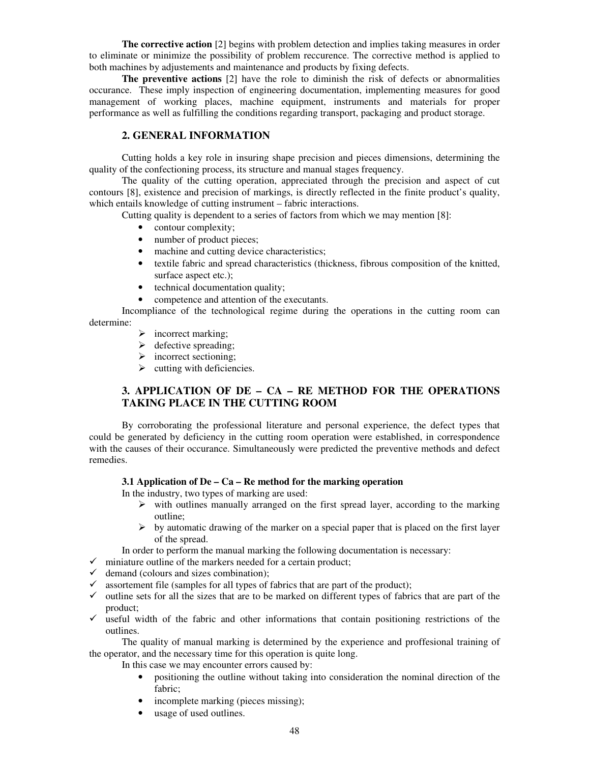**The corrective action** [2] begins with problem detection and implies taking measures in order to eliminate or minimize the possibility of problem reccurence. The corrective method is applied to both machines by adjustements and maintenance and products by fixing defects.

**The preventive actions** [2] have the role to diminish the risk of defects or abnormalities occurance. These imply inspection of engineering documentation, implementing measures for good management of working places, machine equipment, instruments and materials for proper performance as well as fulfilling the conditions regarding transport, packaging and product storage.

## 2. GENERAL INFORMATION

Cutting holds a key role in insuring shape precision and pieces dimensions, determining the quality of the confectioning process, its structure and manual stages frequency.

The quality of the cutting operation, appreciated through the precision and aspect of cut contours [8], existence and precision of markings, is directly reflected in the finite product's quality, which entails knowledge of cutting instrument – fabric interactions.

Cutting quality is dependent to a series of factors from which we may mention [8]:

- contour complexity;
- number of product pieces;
- machine and cutting device characteristics;
- textile fabric and spread characteristics (thickness, fibrous composition of the knitted, surface aspect etc.);
- technical documentation quality;
- competence and attention of the executants.

Incompliance of the technological regime during the operations in the cutting room can determine:

- incorrect marking;
- defective spreading;
- incorrect sectioning;
- cutting with deficiencies.

## 3. APPLICATION OF DE – CA – RE METHOD FOR THE OPERATIONS TAKING PLACE IN THE CUTTING ROOM

By corroborating the professional literature and personal experience, the defect types that could be generated by deficiency in the cutting room operation were established, in correspondence with the causes of their occurance. Simultaneously were predicted the preventive methods and defect remedies.

### 3.1 Application of De – Ca – Re method for the marking operation

In the industry, two types of marking are used:

- with outlines manually arranged on the first spread layer, according to the marking outline;
- by automatic drawing of the marker on a special paper that is placed on the first layer of the spread.

In order to perform the manual marking the following documentation is necessary:

- miniature outline of the markers needed for a certain product;
- demand (colours and sizes combination);
- assortement file (samples for all types of fabrics that are part of the product);
- outline sets for all the sizes that are to be marked on different types of fabrics that are part of the product;
- useful width of the fabric and other informations that contain positioning restrictions of the outlines.

The quality of manual marking is determined by the experience and proffesional training of the operator, and the necessary time for this operation is quite long.

In this case we may encounter errors caused by:

- positioning the outline without taking into consideration the nominal direction of the fabric;
- incomplete marking (pieces missing);
- usage of used outlines.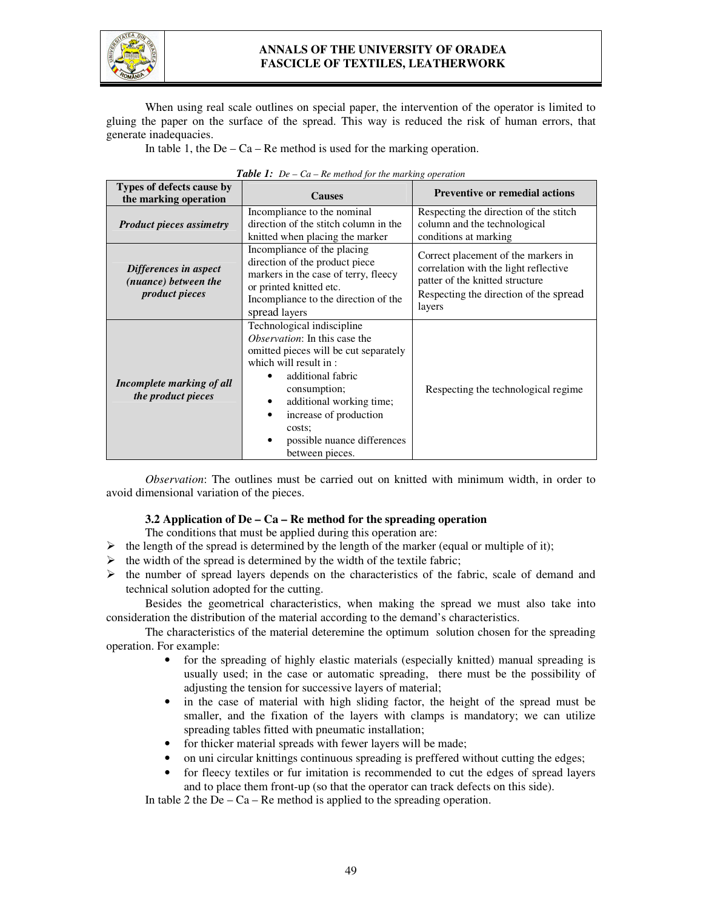When using real scale outlines on special paper, the intervention of the operator is limited to gluing the paper on the surface of the spread. This way is reduced the risk of human errors, that generate inadequacies.

In table 1, the De – Ca – Re method is used for the marking operation.

***Table 1:*** *De – Ca – Re method for the marking operation*

| Types of defects cause by the marking operation | Causes | Preventive or remedial actions |
|---|---|---|
| ***Product pieces assimetry*** | Incompliance to the nominal direction of the stitch column in the knitted when placing the marker | Respecting the direction of the stitch column and the technological conditions at marking |
| ***Differences in aspect (nuance) between the product pieces*** | Incompliance of the placing direction of the product piece markers in the case of terry, fleecy or printed knitted etc.<br>Incompliance to the direction of the spread layers | Correct placement of the markers in correlation with the light reflective patter of the knitted structure<br>Respecting the direction of the spread layers |
| ***Incomplete marking of all the product pieces*** | Technological indiscipline<br>*Observation*: In this case the omitted pieces will be cut separately which will result in :<br>• additional fabric consumption;<br>• additional working time;<br>• increase of production costs;<br>• possible nuance differences between pieces. | Respecting the technological regime |

*Observation*: The outlines must be carried out on knitted with minimum width, in order to avoid dimensional variation of the pieces.

### 3.2 Application of De – Ca – Re method for the spreading operation

The conditions that must be applied during this operation are:

- the length of the spread is determined by the length of the marker (equal or multiple of it);
- the width of the spread is determined by the width of the textile fabric;
- the number of spread layers depends on the characteristics of the fabric, scale of demand and technical solution adopted for the cutting.

Besides the geometrical characteristics, when making the spread we must also take into consideration the distribution of the material according to the demand's characteristics.

The characteristics of the material deteremine the optimum solution chosen for the spreading operation. For example:

- for the spreading of highly elastic materials (especially knitted) manual spreading is usually used; in the case or automatic spreading, there must be the possibility of adjusting the tension for successive layers of material;
- in the case of material with high sliding factor, the height of the spread must be smaller, and the fixation of the layers with clamps is mandatory; we can utilize spreading tables fitted with pneumatic installation;
- for thicker material spreads with fewer layers will be made;
- on uni circular knittings continuous spreading is preffered without cutting the edges;
- for fleecy textiles or fur imitation is recommended to cut the edges of spread layers and to place them front-up (so that the operator can track defects on this side).

In table 2 the De – Ca – Re method is applied to the spreading operation.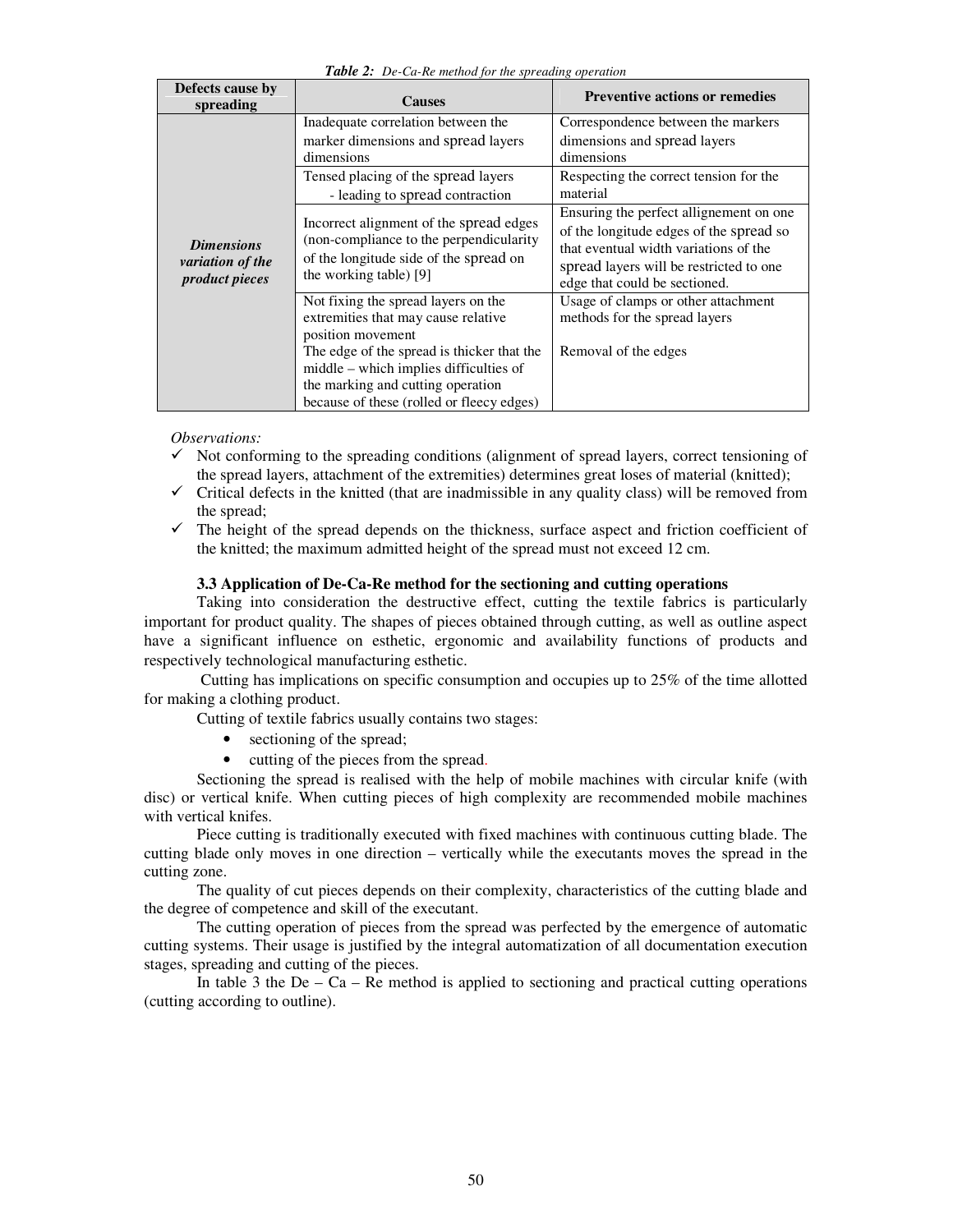***Table 2:*** *De-Ca-Re method for the spreading operation*

| Defects cause by spreading | Causes | Preventive actions or remedies |
|---|---|---|
| ***Dimensions variation of the product pieces*** | Inadequate correlation between the marker dimensions and spread layers dimensions | Correspondence between the markers dimensions and spread layers dimensions |
| | Tensed placing of the spread layers - leading to spread contraction | Respecting the correct tension for the material |
| | Incorrect alignment of the spread edges (non-compliance to the perpendicularity of the longitude side of the spread on the working table) [9] | Ensuring the perfect allignement on one of the longitude edges of the spread so that eventual width variations of the spread layers will be restricted to one edge that could be sectioned. |
| | Not fixing the spread layers on the extremities that may cause relative position movement<br>The edge of the spread is thicker that the middle – which implies difficulties of the marking and cutting operation because of these (rolled or fleecy edges) | Usage of clamps or other attachment methods for the spread layers<br><br>Removal of the edges |

*Observations:*

- ✓ Not conforming to the spreading conditions (alignment of spread layers, correct tensioning of the spread layers, attachment of the extremities) determines great loses of material (knitted);
- ✓ Critical defects in the knitted (that are inadmissible in any quality class) will be removed from the spread;
- ✓ The height of the spread depends on the thickness, surface aspect and friction coefficient of the knitted; the maximum admitted height of the spread must not exceed 12 cm.

### 3.3 Application of De-Ca-Re method for the sectioning and cutting operations

Taking into consideration the destructive effect, cutting the textile fabrics is particularly important for product quality. The shapes of pieces obtained through cutting, as well as outline aspect have a significant influence on esthetic, ergonomic and availability functions of products and respectively technological manufacturing esthetic.

Cutting has implications on specific consumption and occupies up to 25% of the time allotted for making a clothing product.

Cutting of textile fabrics usually contains two stages:

- sectioning of the spread;
- cutting of the pieces from the spread.

Sectioning the spread is realised with the help of mobile machines with circular knife (with disc) or vertical knife. When cutting pieces of high complexity are recommended mobile machines with vertical knifes.

Piece cutting is traditionally executed with fixed machines with continuous cutting blade. The cutting blade only moves in one direction – vertically while the executants moves the spread in the cutting zone.

The quality of cut pieces depends on their complexity, characteristics of the cutting blade and the degree of competence and skill of the executant.

The cutting operation of pieces from the spread was perfected by the emergence of automatic cutting systems. Their usage is justified by the integral automatization of all documentation execution stages, spreading and cutting of the pieces.

In table 3 the De – Ca – Re method is applied to sectioning and practical cutting operations (cutting according to outline).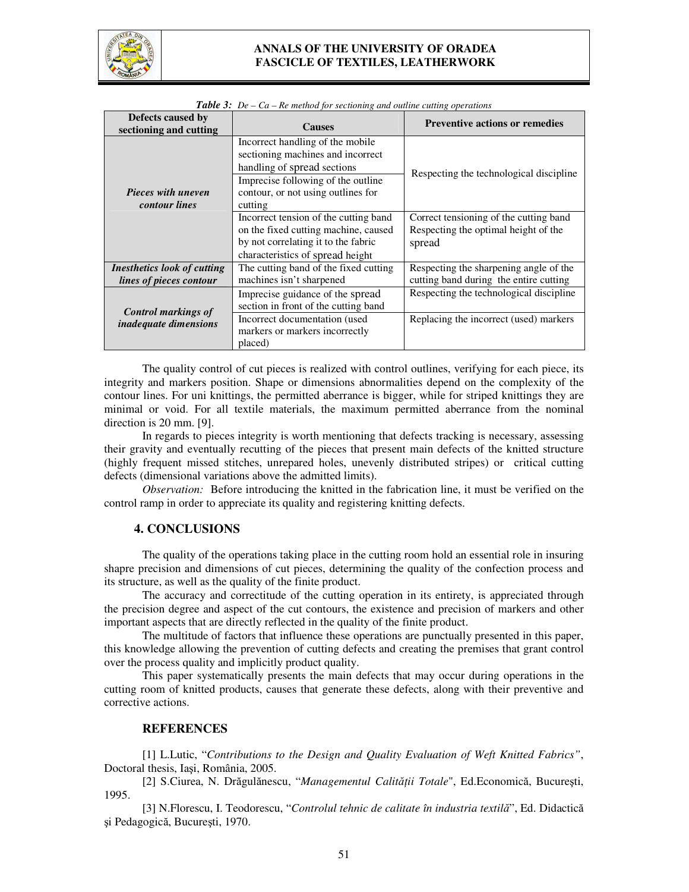***Table 3:*** *De – Ca – Re method for sectioning and outline cutting operations*

| Defects caused by sectioning and cutting | Causes | Preventive actions or remedies |
|---|---|---|
| ***Pieces with uneven contour lines*** | Incorrect handling of the mobile sectioning machines and incorrect handling of spread sections | Respecting the technological discipline |
| | Imprecise following of the outline contour, or not using outlines for cutting | |
| | Incorrect tension of the cutting band on the fixed cutting machine, caused by not correlating it to the fabric characteristics of spread height | Correct tensioning of the cutting band Respecting the optimal height of the spread |
| ***Inesthetics look of cutting lines of pieces contour*** | The cutting band of the fixed cutting machines isn't sharpened | Respecting the sharpening angle of the cutting band during the entire cutting |
| ***Control markings of inadequate dimensions*** | Imprecise guidance of the spread section in front of the cutting band | Respecting the technological discipline |
| | Incorrect documentation (used markers or markers incorrectly placed) | Replacing the incorrect (used) markers |

The quality control of cut pieces is realized with control outlines, verifying for each piece, its integrity and markers position. Shape or dimensions abnormalities depend on the complexity of the contour lines. For uni knittings, the permitted aberrance is bigger, while for striped knittings they are minimal or void. For all textile materials, the maximum permitted aberrance from the nominal direction is 20 mm. [9].

In regards to pieces integrity is worth mentioning that defects tracking is necessary, assessing their gravity and eventually recutting of the pieces that present main defects of the knitted structure (highly frequent missed stitches, unrepared holes, unevenly distributed stripes) or critical cutting defects (dimensional variations above the admitted limits).

*Observation:* Before introducing the knitted in the fabrication line, it must be verified on the control ramp in order to appreciate its quality and registering knitting defects.

## 4. CONCLUSIONS

The quality of the operations taking place in the cutting room hold an essential role in insuring shapre precision and dimensions of cut pieces, determining the quality of the confection process and its structure, as well as the quality of the finite product.

The accuracy and correctitude of the cutting operation in its entirety, is appreciated through the precision degree and aspect of the cut contours, the existence and precision of markers and other important aspects that are directly reflected in the quality of the finite product.

The multitude of factors that influence these operations are punctually presented in this paper, this knowledge allowing the prevention of cutting defects and creating the premises that grant control over the process quality and implicitly product quality.

This paper systematically presents the main defects that may occur during operations in the cutting room of knitted products, causes that generate these defects, along with their preventive and corrective actions.

## REFERENCES

[1] L.Lutic, "*Contributions to the Design and Quality Evaluation of Weft Knitted Fabrics"*, Doctoral thesis, Iaşi, România, 2005.

[2] S.Ciurea, N. Drăgulănescu, "*Managementul Calităţii Totale*", Ed.Economică, Bucureşti, 1995.

[3] N.Florescu, I. Teodorescu, "*Controlul tehnic de calitate în industria textilă*", Ed. Didactică şi Pedagogică, Bucureşti, 1970.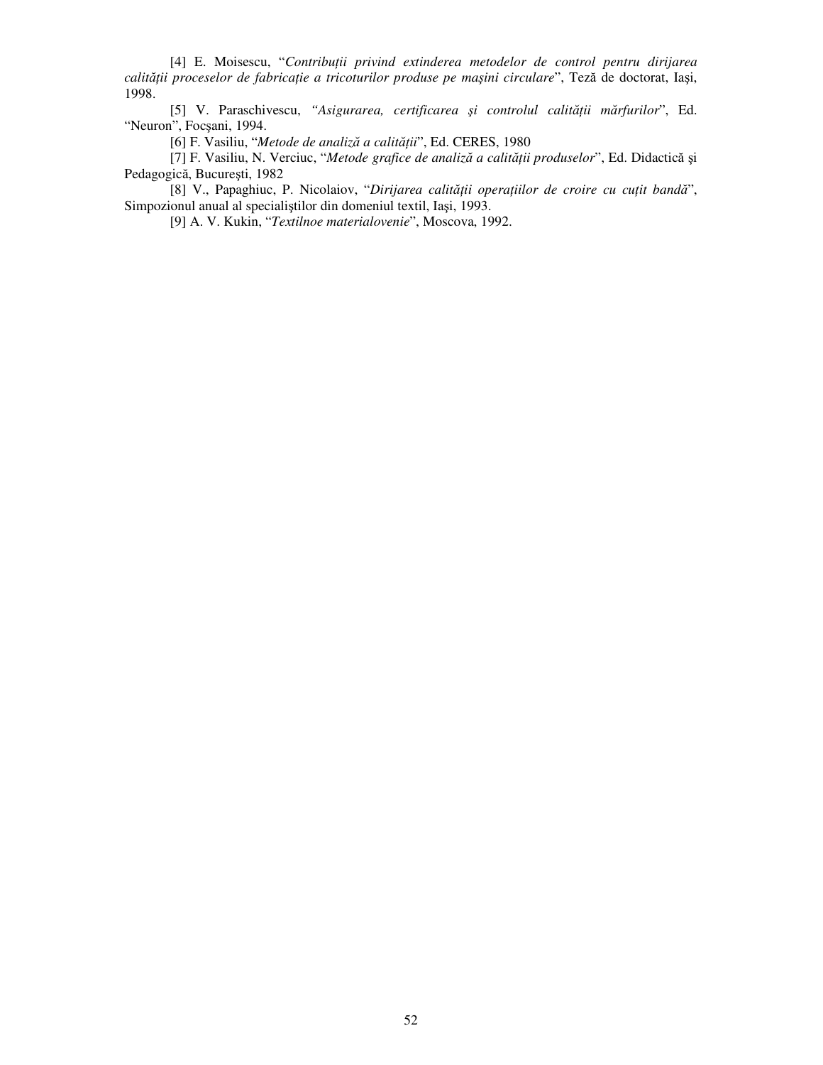[4] E. Moisescu, "*Contribuții privind extinderea metodelor de control pentru dirijarea calității proceselor de fabricație a tricoturilor produse pe mașini circulare*", Teză de doctorat, Iași, 1998.

[5] V. Paraschivescu, *"Asigurarea, certificarea și controlul calității mărfurilor*", Ed. "Neuron", Focșani, 1994.

[6] F. Vasiliu, "*Metode de analiză a calității*", Ed. CERES, 1980

[7] F. Vasiliu, N. Verciuc, "*Metode grafice de analiză a calității produselor*", Ed. Didactică și Pedagogică, București, 1982

[8] V., Papaghiuc, P. Nicolaiov, "*Dirijarea calității operațiilor de croire cu cuțit bandă*", Simpozionul anual al specialiștilor din domeniul textil, Iași, 1993.

[9] A. V. Kukin, "*Textilnoe materialovenie*", Moscova, 1992.